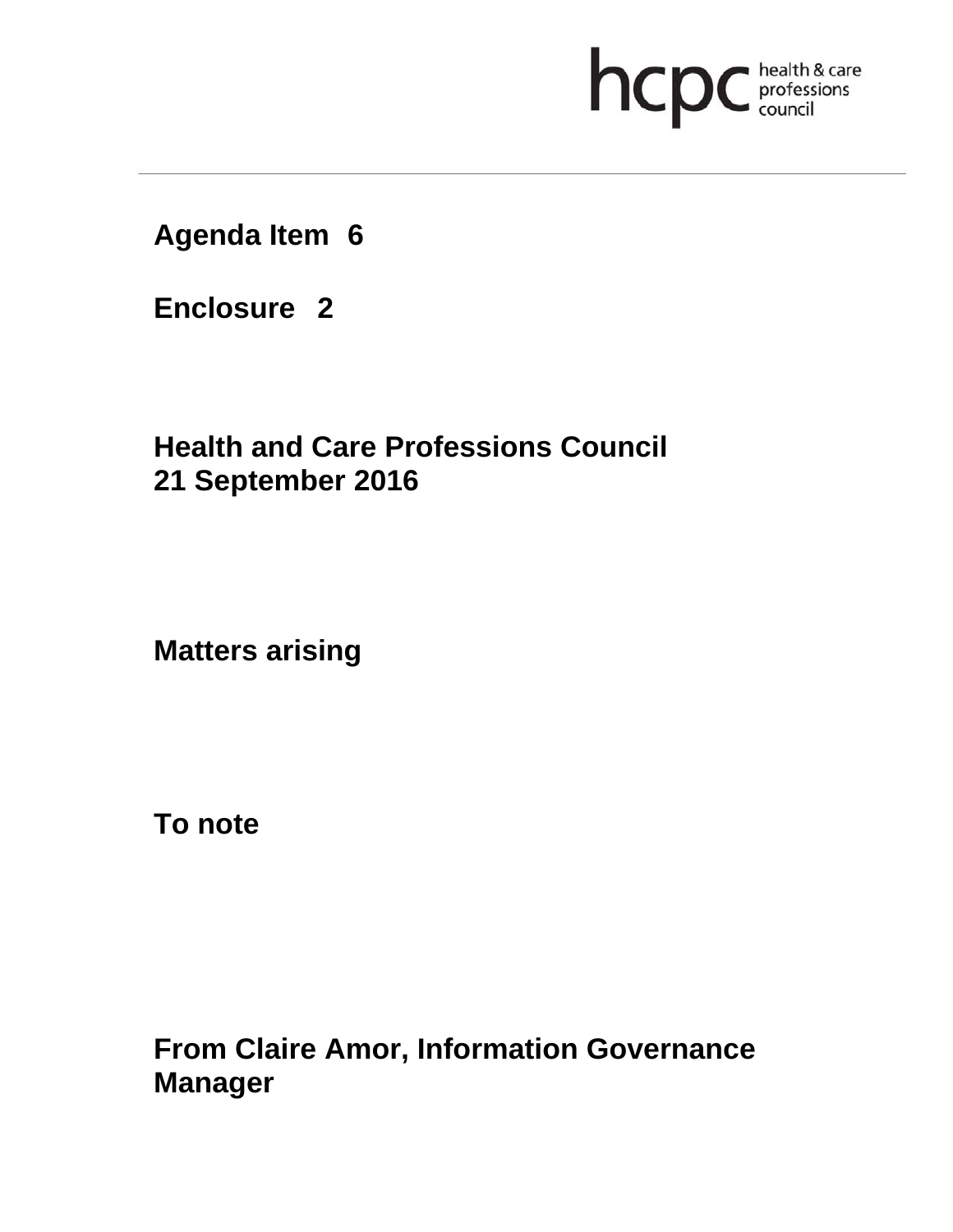**Agenda Item 6**

**Enclosure 2**

**Health and Care Professions Council**
**21 September 2016**

**Matters arising**

**To note**

**From Claire Amor, Information Governance Manager**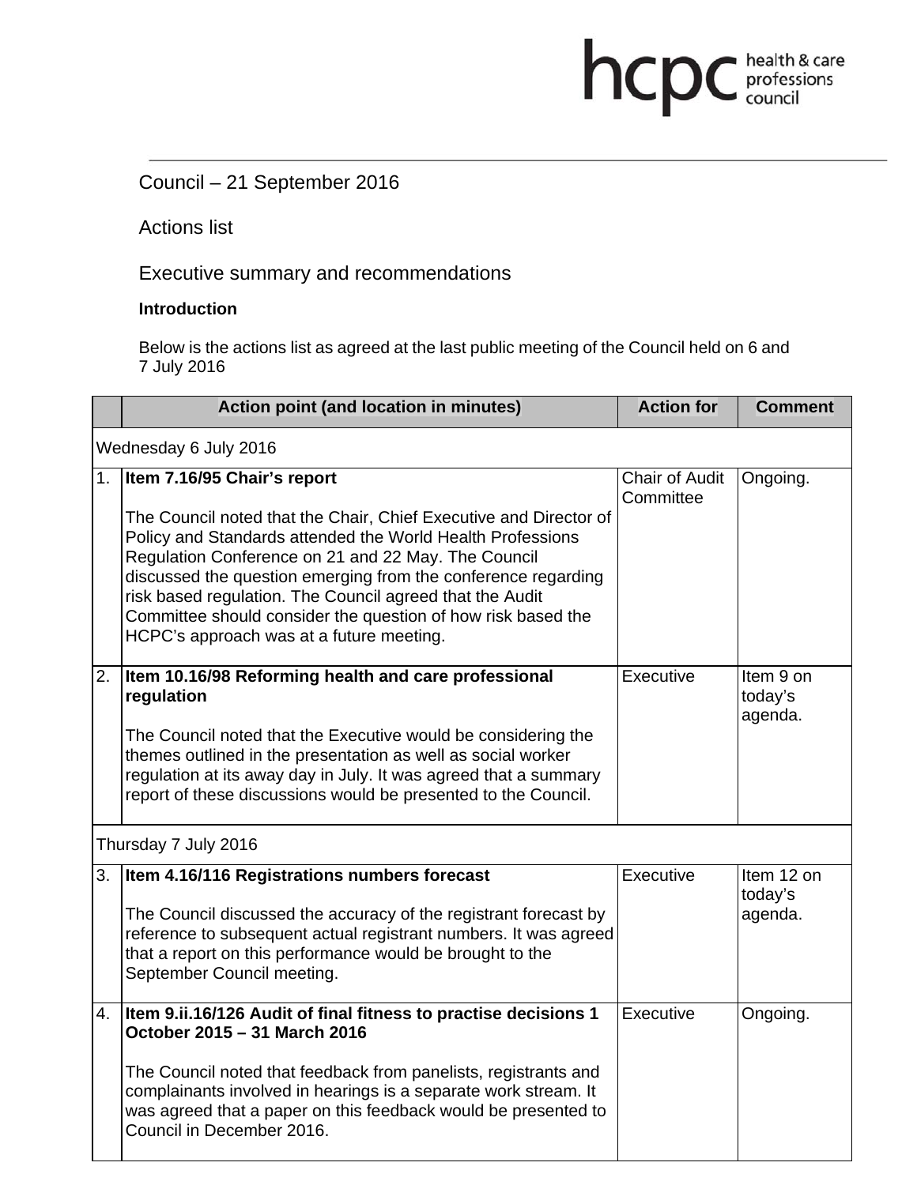Council – 21 September 2016

Actions list

Executive summary and recommendations

**Introduction**

Below is the actions list as agreed at the last public meeting of the Council held on 6 and 7 July 2016

| | Action point (and location in minutes) | Action for | Comment |
|---|---|---|---|
| Wednesday 6 July 2016 | | | |
| 1. | **Item 7.16/95 Chair's report**<br><br>The Council noted that the Chair, Chief Executive and Director of Policy and Standards attended the World Health Professions Regulation Conference on 21 and 22 May. The Council discussed the question emerging from the conference regarding risk based regulation. The Council agreed that the Audit Committee should consider the question of how risk based the HCPC's approach was at a future meeting. | Chair of Audit Committee | Ongoing. |
| 2. | **Item 10.16/98 Reforming health and care professional regulation**<br><br>The Council noted that the Executive would be considering the themes outlined in the presentation as well as social worker regulation at its away day in July. It was agreed that a summary report of these discussions would be presented to the Council. | Executive | Item 9 on today's agenda. |
| Thursday 7 July 2016 | | | |
| 3. | **Item 4.16/116 Registrations numbers forecast**<br><br>The Council discussed the accuracy of the registrant forecast by reference to subsequent actual registrant numbers. It was agreed that a report on this performance would be brought to the September Council meeting. | Executive | Item 12 on today's agenda. |
| 4. | **Item 9.ii.16/126 Audit of final fitness to practise decisions 1 October 2015 – 31 March 2016**<br><br>The Council noted that feedback from panelists, registrants and complainants involved in hearings is a separate work stream. It was agreed that a paper on this feedback would be presented to Council in December 2016. | Executive | Ongoing. |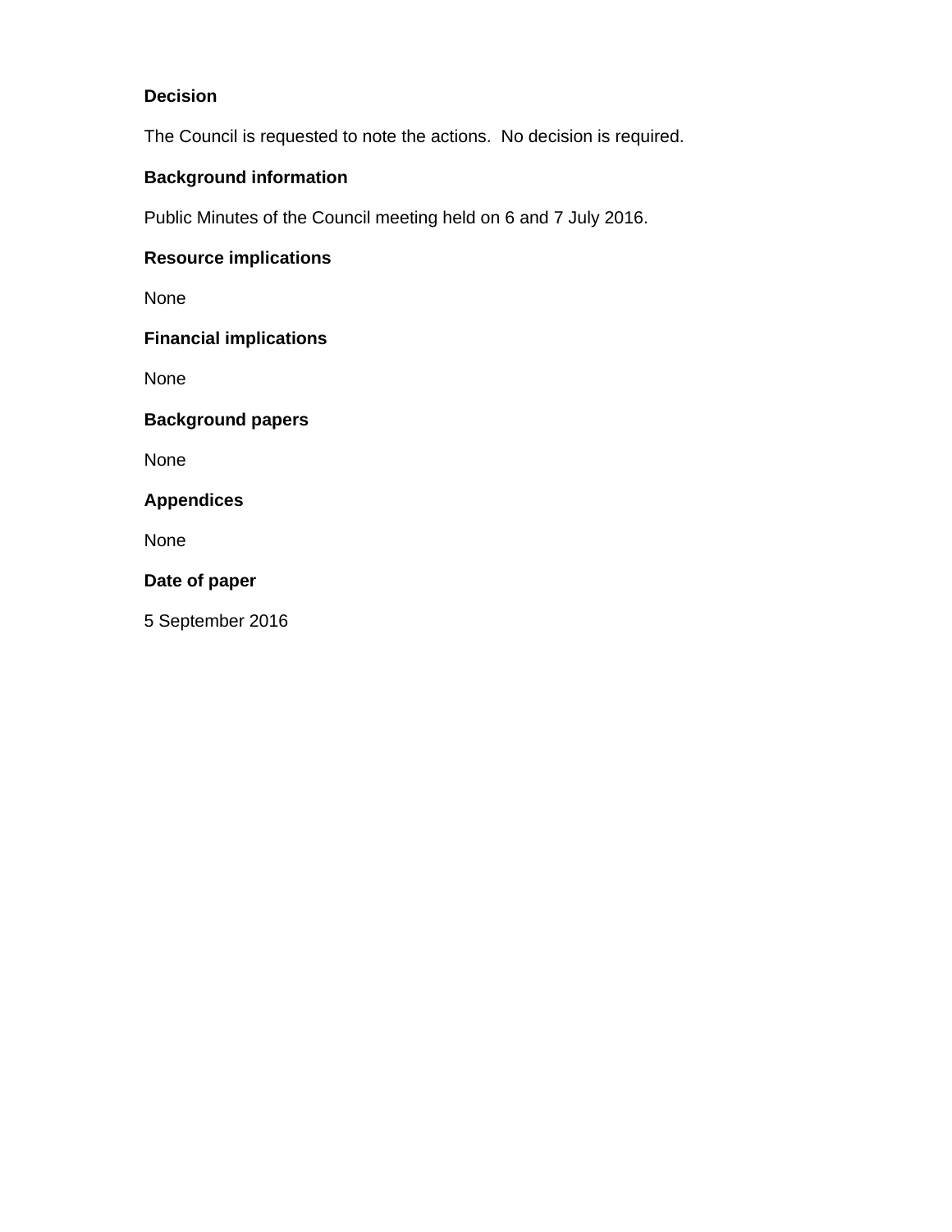**Decision**

The Council is requested to note the actions. No decision is required.

**Background information**

Public Minutes of the Council meeting held on 6 and 7 July 2016.

**Resource implications**

None

**Financial implications**

None

**Background papers**

None

**Appendices**

None

**Date of paper**

5 September 2016